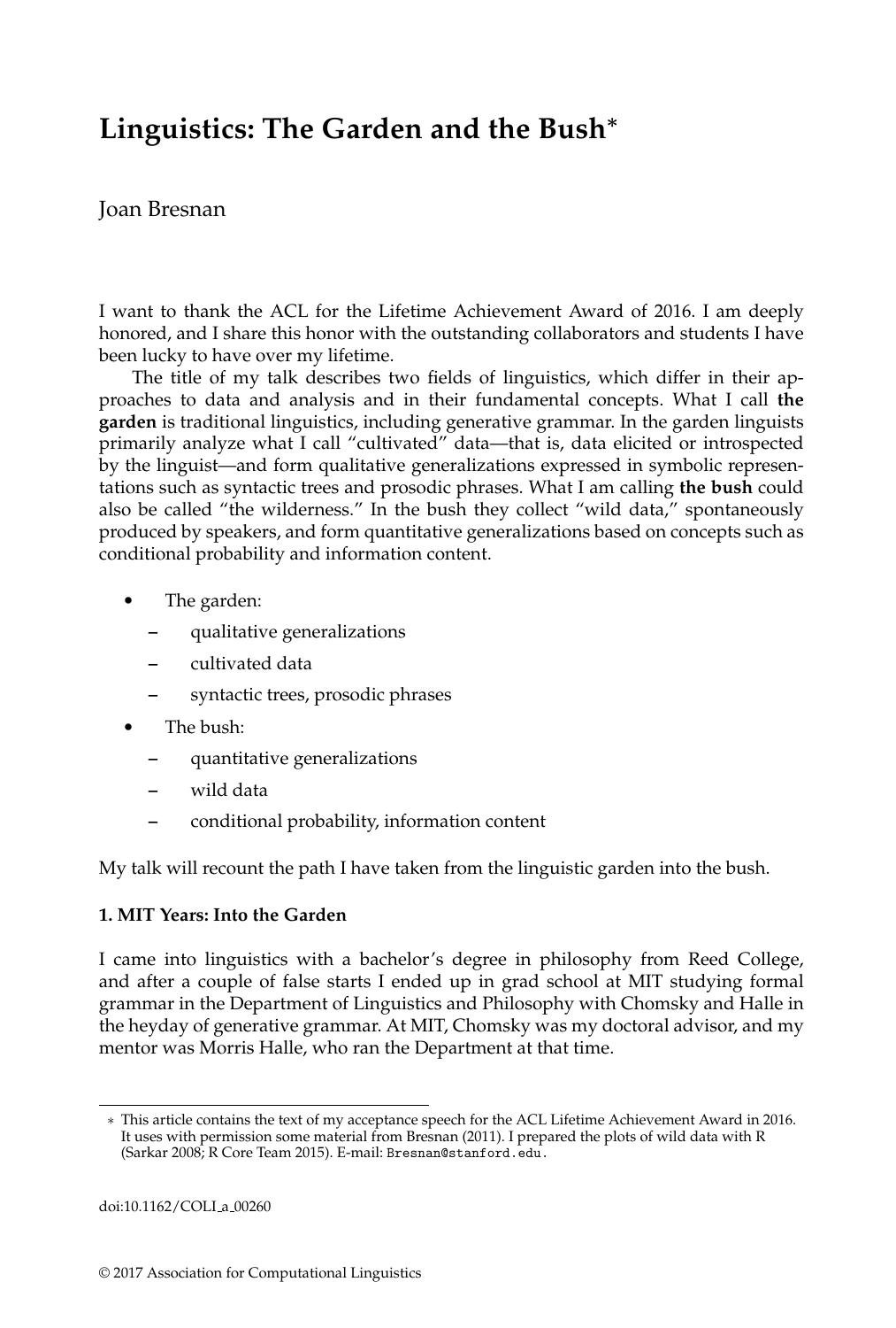# Linguistics: The Garden and the Bush*

Joan Bresnan

I want to thank the ACL for the Lifetime Achievement Award of 2016. I am deeply honored, and I share this honor with the outstanding collaborators and students I have been lucky to have over my lifetime.

The title of my talk describes two fields of linguistics, which differ in their approaches to data and analysis and in their fundamental concepts. What I call **the garden** is traditional linguistics, including generative grammar. In the garden linguists primarily analyze what I call "cultivated" data—that is, data elicited or introspected by the linguist—and form qualitative generalizations expressed in symbolic representations such as syntactic trees and prosodic phrases. What I am calling **the bush** could also be called "the wilderness." In the bush they collect "wild data," spontaneously produced by speakers, and form quantitative generalizations based on concepts such as conditional probability and information content.

- The garden:
  - qualitative generalizations
  - cultivated data
  - syntactic trees, prosodic phrases
- The bush:
  - quantitative generalizations
  - wild data
  - conditional probability, information content

My talk will recount the path I have taken from the linguistic garden into the bush.

## 1. MIT Years: Into the Garden

I came into linguistics with a bachelor's degree in philosophy from Reed College, and after a couple of false starts I ended up in grad school at MIT studying formal grammar in the Department of Linguistics and Philosophy with Chomsky and Halle in the heyday of generative grammar. At MIT, Chomsky was my doctoral advisor, and my mentor was Morris Halle, who ran the Department at that time.

\* This article contains the text of my acceptance speech for the ACL Lifetime Achievement Award in 2016. It uses with permission some material from Bresnan (2011). I prepared the plots of wild data with R (Sarkar 2008; R Core Team 2015). E-mail: Bresnan@stanford.edu.

doi:10.1162/COLI_a_00260

© 2017 Association for Computational Linguistics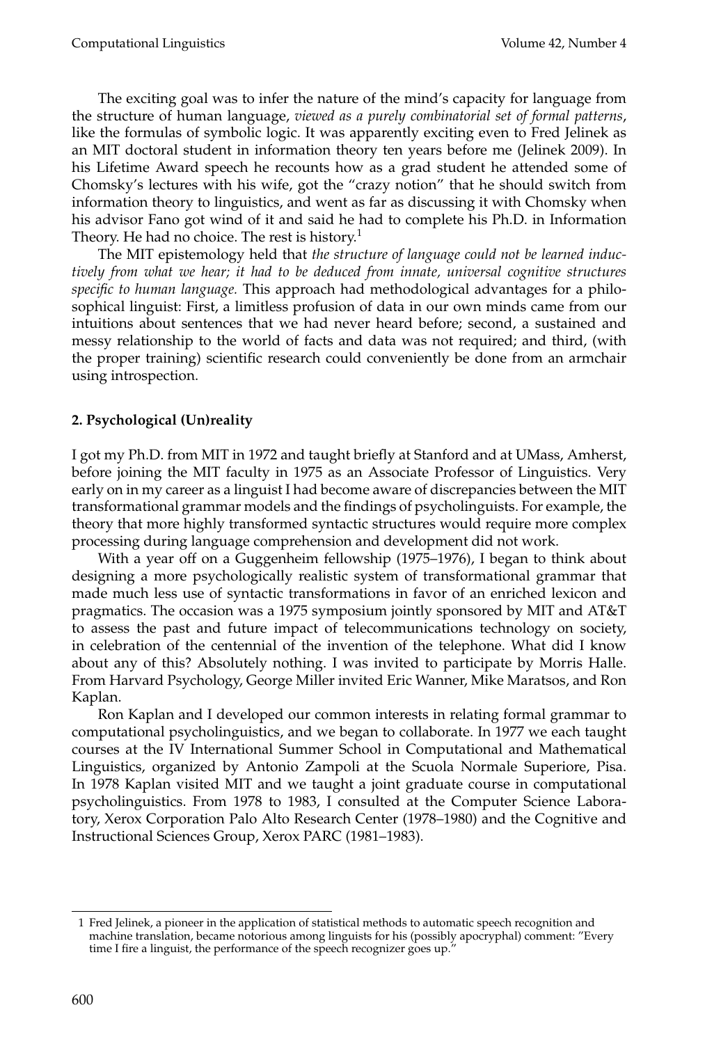The exciting goal was to infer the nature of the mind's capacity for language from the structure of human language, *viewed as a purely combinatorial set of formal patterns*, like the formulas of symbolic logic. It was apparently exciting even to Fred Jelinek as an MIT doctoral student in information theory ten years before me (Jelinek 2009). In his Lifetime Award speech he recounts how as a grad student he attended some of Chomsky's lectures with his wife, got the "crazy notion" that he should switch from information theory to linguistics, and went as far as discussing it with Chomsky when his advisor Fano got wind of it and said he had to complete his Ph.D. in Information Theory. He had no choice. The rest is history.[1]

The MIT epistemology held that *the structure of language could not be learned inductively from what we hear; it had to be deduced from innate, universal cognitive structures specific to human language.* This approach had methodological advantages for a philosophical linguist: First, a limitless profusion of data in our own minds came from our intuitions about sentences that we had never heard before; second, a sustained and messy relationship to the world of facts and data was not required; and third, (with the proper training) scientific research could conveniently be done from an armchair using introspection.

## 2. Psychological (Un)reality

I got my Ph.D. from MIT in 1972 and taught briefly at Stanford and at UMass, Amherst, before joining the MIT faculty in 1975 as an Associate Professor of Linguistics. Very early on in my career as a linguist I had become aware of discrepancies between the MIT transformational grammar models and the findings of psycholinguists. For example, the theory that more highly transformed syntactic structures would require more complex processing during language comprehension and development did not work.

With a year off on a Guggenheim fellowship (1975–1976), I began to think about designing a more psychologically realistic system of transformational grammar that made much less use of syntactic transformations in favor of an enriched lexicon and pragmatics. The occasion was a 1975 symposium jointly sponsored by MIT and AT&T to assess the past and future impact of telecommunications technology on society, in celebration of the centennial of the invention of the telephone. What did I know about any of this? Absolutely nothing. I was invited to participate by Morris Halle. From Harvard Psychology, George Miller invited Eric Wanner, Mike Maratsos, and Ron Kaplan.

Ron Kaplan and I developed our common interests in relating formal grammar to computational psycholinguistics, and we began to collaborate. In 1977 we each taught courses at the IV International Summer School in Computational and Mathematical Linguistics, organized by Antonio Zampoli at the Scuola Normale Superiore, Pisa. In 1978 Kaplan visited MIT and we taught a joint graduate course in computational psycholinguistics. From 1978 to 1983, I consulted at the Computer Science Laboratory, Xerox Corporation Palo Alto Research Center (1978–1980) and the Cognitive and Instructional Sciences Group, Xerox PARC (1981–1983).

[1] Fred Jelinek, a pioneer in the application of statistical methods to automatic speech recognition and machine translation, became notorious among linguists for his (possibly apocryphal) comment: "Every time I fire a linguist, the performance of the speech recognizer goes up."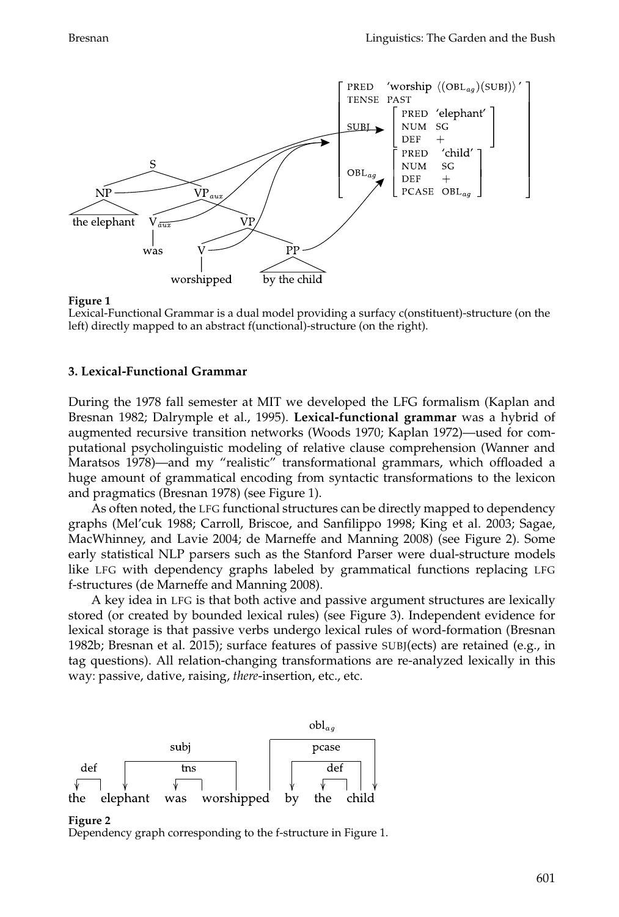**Figure 1**
Lexical-Functional Grammar is a dual model providing a surfacy c(onstituent)-structure (on the left) directly mapped to an abstract f(unctional)-structure (on the right).

### 3. Lexical-Functional Grammar

During the 1978 fall semester at MIT we developed the LFG formalism (Kaplan and Bresnan 1982; Dalrymple et al., 1995). **Lexical-functional grammar** was a hybrid of augmented recursive transition networks (Woods 1970; Kaplan 1972)—used for computational psycholinguistic modeling of relative clause comprehension (Wanner and Maratsos 1978)—and my "realistic" transformational grammars, which offloaded a huge amount of grammatical encoding from syntactic transformations to the lexicon and pragmatics (Bresnan 1978) (see Figure 1).

As often noted, the LFG functional structures can be directly mapped to dependency graphs (Mel'cuk 1988; Carroll, Briscoe, and Sanfilippo 1998; King et al. 2003; Sagae, MacWhinney, and Lavie 2004; de Marneffe and Manning 2008) (see Figure 2). Some early statistical NLP parsers such as the Stanford Parser were dual-structure models like LFG with dependency graphs labeled by grammatical functions replacing LFG f-structures (de Marneffe and Manning 2008).

A key idea in LFG is that both active and passive argument structures are lexically stored (or created by bounded lexical rules) (see Figure 3). Independent evidence for lexical storage is that passive verbs undergo lexical rules of word-formation (Bresnan 1982b; Bresnan et al. 2015); surface features of passive SUBJ(ects) are retained (e.g., in tag questions). All relation-changing transformations are re-analyzed lexically in this way: passive, dative, raising, *there*-insertion, etc., etc.

**Figure 2**
Dependency graph corresponding to the f-structure in Figure 1.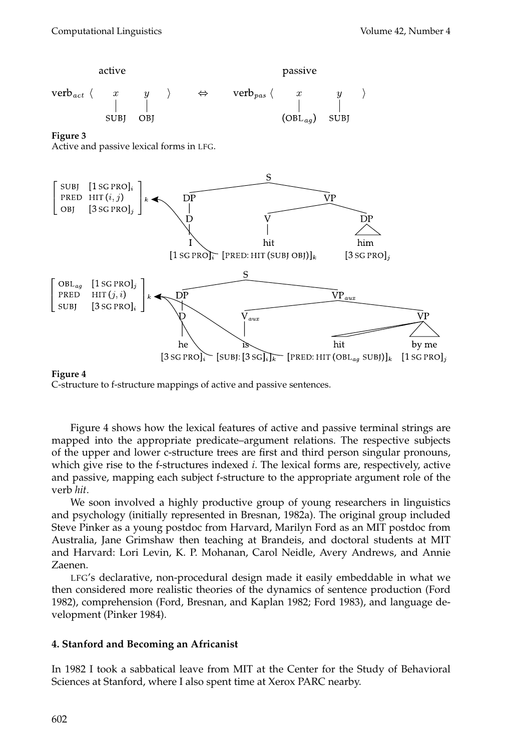active passive

$$\text{verb}_{act} \langle \underset{\text{SUBJ}}{x} \quad \underset{\text{OBJ}}{y} \rangle \quad \Leftrightarrow \quad \text{verb}_{pas} \langle \underset{(\text{OBL}_{ag})}{x} \quad \underset{\text{SUBJ}}{y} \rangle$$

**Figure 3**
Active and passive lexical forms in LFG.

**Figure 4**
C-structure to f-structure mappings of active and passive sentences.

Figure 4 shows how the lexical features of active and passive terminal strings are mapped into the appropriate predicate–argument relations. The respective subjects of the upper and lower c-structure trees are first and third person singular pronouns, which give rise to the f-structures indexed *i*. The lexical forms are, respectively, active and passive, mapping each subject f-structure to the appropriate argument role of the verb *hit*.

We soon involved a highly productive group of young researchers in linguistics and psychology (initially represented in Bresnan, 1982a). The original group included Steve Pinker as a young postdoc from Harvard, Marilyn Ford as an MIT postdoc from Australia, Jane Grimshaw then teaching at Brandeis, and doctoral students at MIT and Harvard: Lori Levin, K. P. Mohanan, Carol Neidle, Avery Andrews, and Annie Zaenen.

LFG's declarative, non-procedural design made it easily embeddable in what we then considered more realistic theories of the dynamics of sentence production (Ford 1982), comprehension (Ford, Bresnan, and Kaplan 1982; Ford 1983), and language development (Pinker 1984).

## 4. Stanford and Becoming an Africanist

In 1982 I took a sabbatical leave from MIT at the Center for the Study of Behavioral Sciences at Stanford, where I also spent time at Xerox PARC nearby.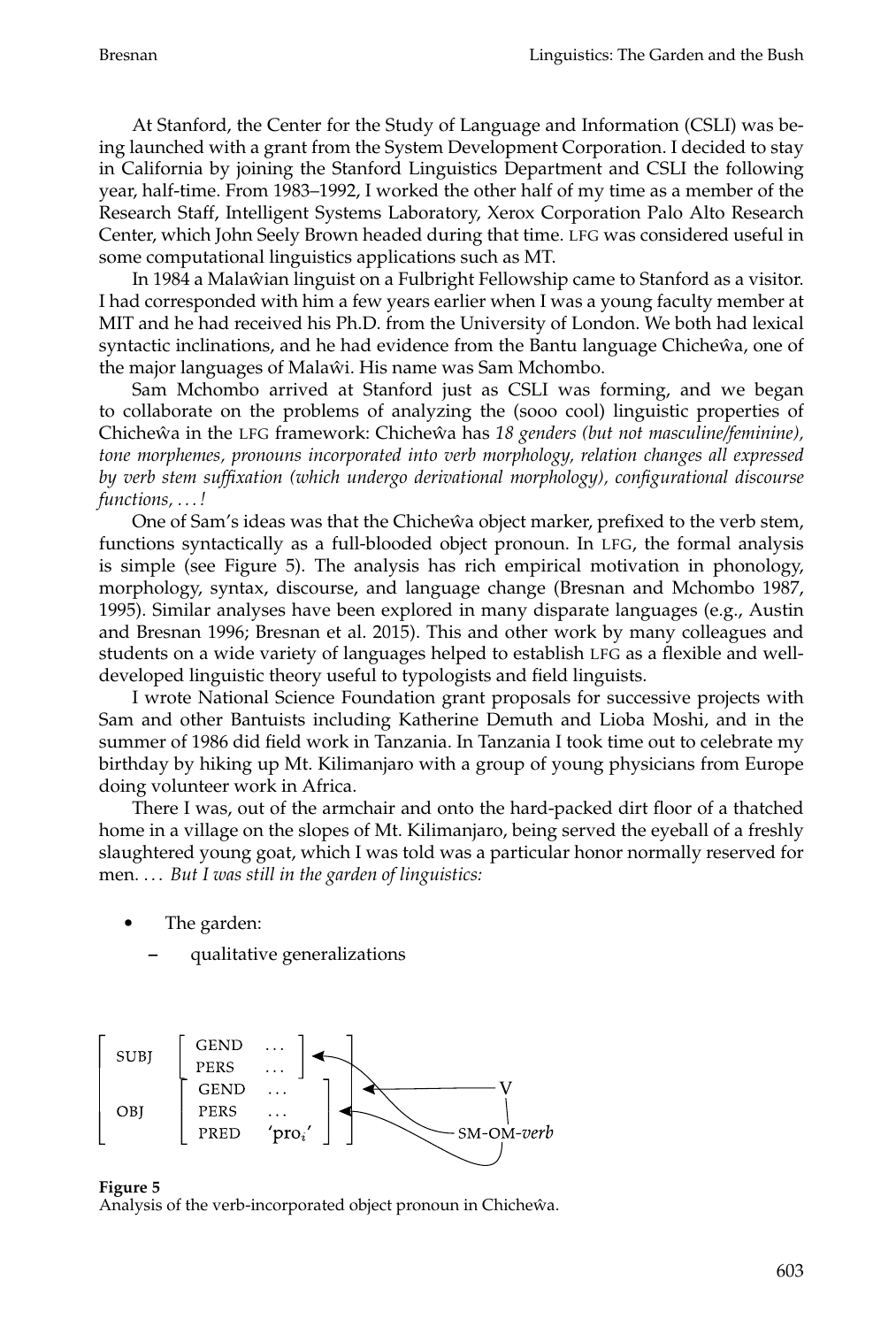At Stanford, the Center for the Study of Language and Information (CSLI) was being launched with a grant from the System Development Corporation. I decided to stay in California by joining the Stanford Linguistics Department and CSLI the following year, half-time. From 1983–1992, I worked the other half of my time as a member of the Research Staff, Intelligent Systems Laboratory, Xerox Corporation Palo Alto Research Center, which John Seely Brown headed during that time. LFG was considered useful in some computational linguistics applications such as MT.

In 1984 a Malaŵian linguist on a Fulbright Fellowship came to Stanford as a visitor. I had corresponded with him a few years earlier when I was a young faculty member at MIT and he had received his Ph.D. from the University of London. We both had lexical syntactic inclinations, and he had evidence from the Bantu language Chicheŵa, one of the major languages of Malaŵi. His name was Sam Mchombo.

Sam Mchombo arrived at Stanford just as CSLI was forming, and we began to collaborate on the problems of analyzing the (sooo cool) linguistic properties of Chicheŵa in the LFG framework: Chicheŵa has *18 genders (but not masculine/feminine), tone morphemes, pronouns incorporated into verb morphology, relation changes all expressed by verb stem suffixation (which undergo derivational morphology), configurational discourse functions, . . . !*

One of Sam's ideas was that the Chicheŵa object marker, prefixed to the verb stem, functions syntactically as a full-blooded object pronoun. In LFG, the formal analysis is simple (see Figure 5). The analysis has rich empirical motivation in phonology, morphology, syntax, discourse, and language change (Bresnan and Mchombo 1987, 1995). Similar analyses have been explored in many disparate languages (e.g., Austin and Bresnan 1996; Bresnan et al. 2015). This and other work by many colleagues and students on a wide variety of languages helped to establish LFG as a flexible and well-developed linguistic theory useful to typologists and field linguists.

I wrote National Science Foundation grant proposals for successive projects with Sam and other Bantuists including Katherine Demuth and Lioba Moshi, and in the summer of 1986 did field work in Tanzania. In Tanzania I took time out to celebrate my birthday by hiking up Mt. Kilimanjaro with a group of young physicians from Europe doing volunteer work in Africa.

There I was, out of the armchair and onto the hard-packed dirt floor of a thatched home in a village on the slopes of Mt. Kilimanjaro, being served the eyeball of a freshly slaughtered young goat, which I was told was a particular honor normally reserved for men. . . . *But I was still in the garden of linguistics:*

- The garden:
  - qualitative generalizations

```
[ SUBJ  [ GEND  ...          ]  <---- SM
        [ PERS  ...          ]
  OBJ   [ GEND  ...          ]  <---- V
        [ PERS  ...          ]  <---- OM
        [ PRED  'pro_i'      ] ]
                                   SM-OM-verb
```

**Figure 5**
Analysis of the verb-incorporated object pronoun in Chicheŵa.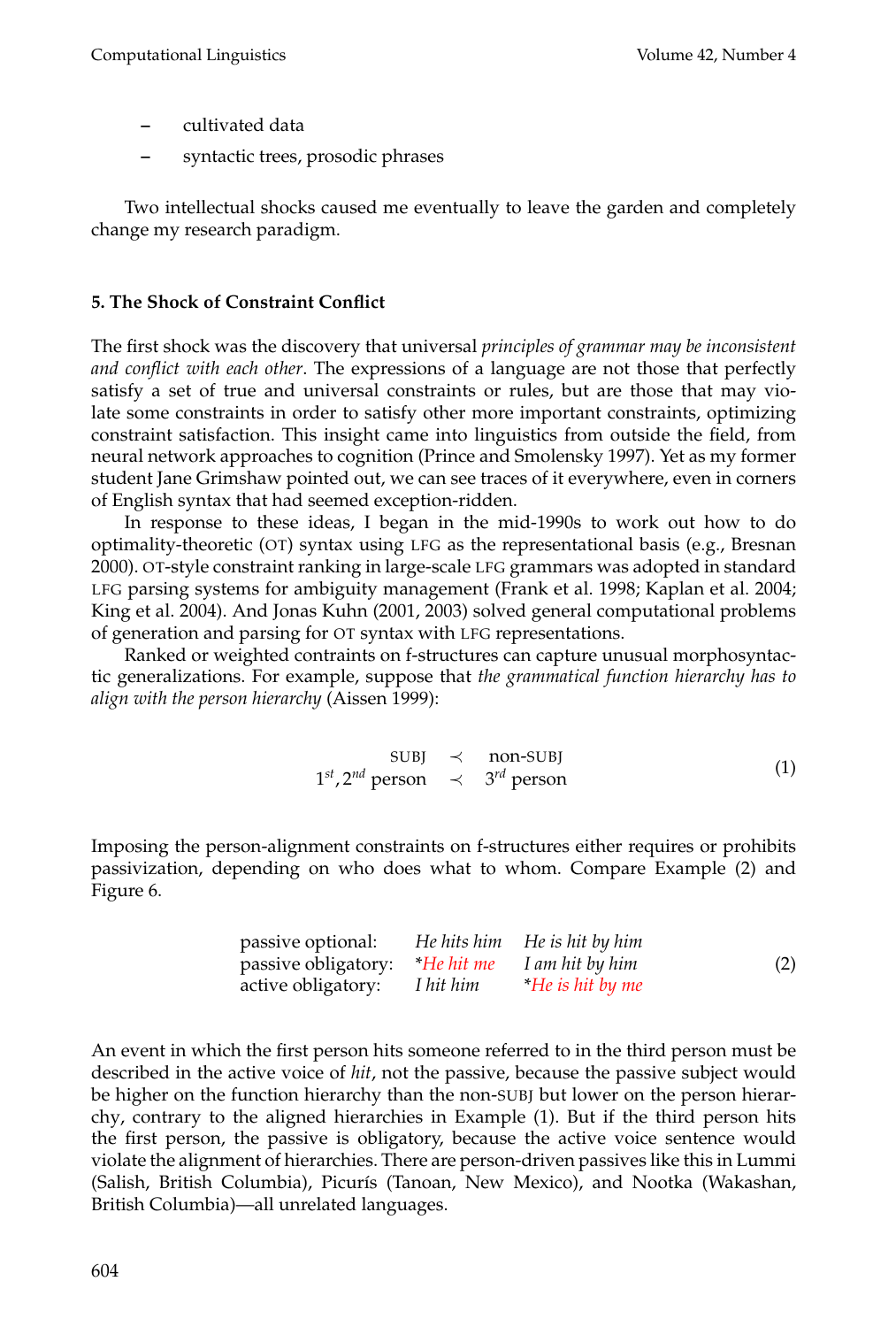- cultivated data
- syntactic trees, prosodic phrases

Two intellectual shocks caused me eventually to leave the garden and completely change my research paradigm.

## 5. The Shock of Constraint Conflict

The first shock was the discovery that universal *principles of grammar may be inconsistent and conflict with each other*. The expressions of a language are not those that perfectly satisfy a set of true and universal constraints or rules, but are those that may violate some constraints in order to satisfy other more important constraints, optimizing constraint satisfaction. This insight came into linguistics from outside the field, from neural network approaches to cognition (Prince and Smolensky 1997). Yet as my former student Jane Grimshaw pointed out, we can see traces of it everywhere, even in corners of English syntax that had seemed exception-ridden.

In response to these ideas, I began in the mid-1990s to work out how to do optimality-theoretic (OT) syntax using LFG as the representational basis (e.g., Bresnan 2000). OT-style constraint ranking in large-scale LFG grammars was adopted in standard LFG parsing systems for ambiguity management (Frank et al. 1998; Kaplan et al. 2004; King et al. 2004). And Jonas Kuhn (2001, 2003) solved general computational problems of generation and parsing for OT syntax with LFG representations.

Ranked or weighted contraints on f-structures can capture unusual morphosyntactic generalizations. For example, suppose that *the grammatical function hierarchy has to align with the person hierarchy* (Aissen 1999):

$$\begin{array}{ccc} \text{SUBJ} & \prec & \text{non-SUBJ} \\ 1^{st}, 2^{nd} \text{ person} & \prec & 3^{rd} \text{ person} \end{array} \tag{1}$$

Imposing the person-alignment constraints on f-structures either requires or prohibits passivization, depending on who does what to whom. Compare Example (2) and Figure 6.

(2)

| | | |
|---|---|---|
| passive optional: | *He hits him* | *He is hit by him* |
| passive obligatory: | **He hit me* | *I am hit by him* |
| active obligatory: | *I hit him* | **He is hit by me* |

An event in which the first person hits someone referred to in the third person must be described in the active voice of *hit*, not the passive, because the passive subject would be higher on the function hierarchy than the non-SUBJ but lower on the person hierarchy, contrary to the aligned hierarchies in Example (1). But if the third person hits the first person, the passive is obligatory, because the active voice sentence would violate the alignment of hierarchies. There are person-driven passives like this in Lummi (Salish, British Columbia), Picurís (Tanoan, New Mexico), and Nootka (Wakashan, British Columbia)—all unrelated languages.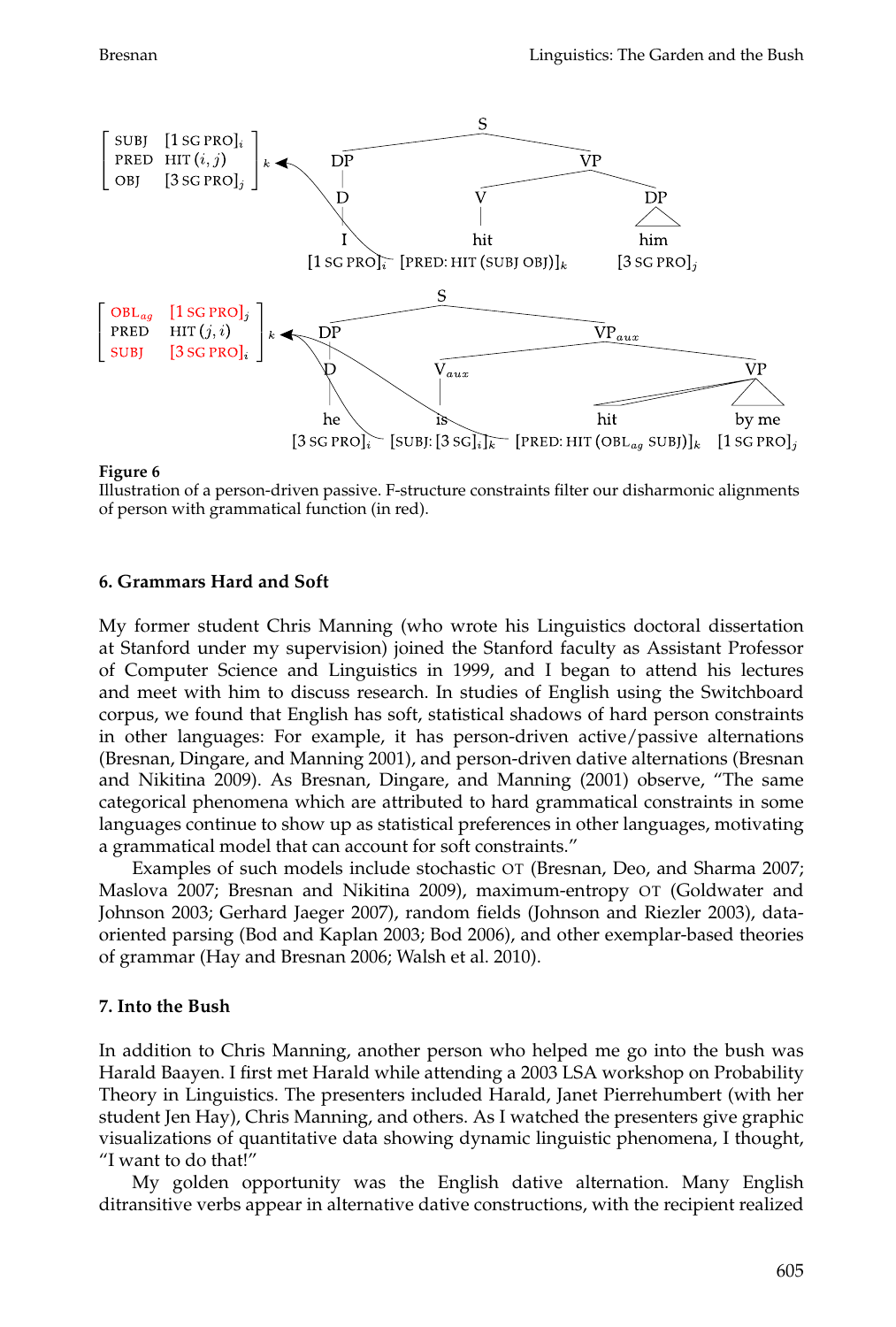**Figure 6**
Illustration of a person-driven passive. F-structure constraints filter our disharmonic alignments of person with grammatical function (in red).

## 6. Grammars Hard and Soft

My former student Chris Manning (who wrote his Linguistics doctoral dissertation at Stanford under my supervision) joined the Stanford faculty as Assistant Professor of Computer Science and Linguistics in 1999, and I began to attend his lectures and meet with him to discuss research. In studies of English using the Switchboard corpus, we found that English has soft, statistical shadows of hard person constraints in other languages: For example, it has person-driven active/passive alternations (Bresnan, Dingare, and Manning 2001), and person-driven dative alternations (Bresnan and Nikitina 2009). As Bresnan, Dingare, and Manning (2001) observe, "The same categorical phenomena which are attributed to hard grammatical constraints in some languages continue to show up as statistical preferences in other languages, motivating a grammatical model that can account for soft constraints."

Examples of such models include stochastic OT (Bresnan, Deo, and Sharma 2007; Maslova 2007; Bresnan and Nikitina 2009), maximum-entropy OT (Goldwater and Johnson 2003; Gerhard Jaeger 2007), random fields (Johnson and Riezler 2003), data-oriented parsing (Bod and Kaplan 2003; Bod 2006), and other exemplar-based theories of grammar (Hay and Bresnan 2006; Walsh et al. 2010).

## 7. Into the Bush

In addition to Chris Manning, another person who helped me go into the bush was Harald Baayen. I first met Harald while attending a 2003 LSA workshop on Probability Theory in Linguistics. The presenters included Harald, Janet Pierrehumbert (with her student Jen Hay), Chris Manning, and others. As I watched the presenters give graphic visualizations of quantitative data showing dynamic linguistic phenomena, I thought, "I want to do that!"

My golden opportunity was the English dative alternation. Many English ditransitive verbs appear in alternative dative constructions, with the recipient realized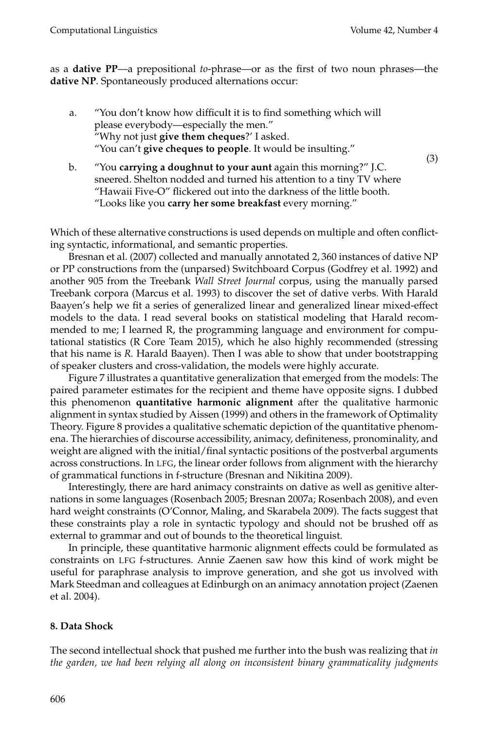as a **dative PP**—a prepositional *to*-phrase—or as the first of two noun phrases—the **dative NP**. Spontaneously produced alternations occur:

(3)

a. "You don't know how difficult it is to find something which will please everybody—especially the men."
"Why not just **give them cheques**?' I asked.
"You can't **give cheques to people**. It would be insulting."

b. "You **carrying a doughnut to your aunt** again this morning?" J.C. sneered. Shelton nodded and turned his attention to a tiny TV where "Hawaii Five-O" flickered out into the darkness of the little booth. "Looks like you **carry her some breakfast** every morning."

Which of these alternative constructions is used depends on multiple and often conflicting syntactic, informational, and semantic properties.

Bresnan et al. (2007) collected and manually annotated 2,360 instances of dative NP or PP constructions from the (unparsed) Switchboard Corpus (Godfrey et al. 1992) and another 905 from the Treebank *Wall Street Journal* corpus, using the manually parsed Treebank corpora (Marcus et al. 1993) to discover the set of dative verbs. With Harald Baayen's help we fit a series of generalized linear and generalized linear mixed-effect models to the data. I read several books on statistical modeling that Harald recommended to me; I learned R, the programming language and environment for computational statistics (R Core Team 2015), which he also highly recommended (stressing that his name is *R.* Harald Baayen). Then I was able to show that under bootstrapping of speaker clusters and cross-validation, the models were highly accurate.

Figure 7 illustrates a quantitative generalization that emerged from the models: The paired parameter estimates for the recipient and theme have opposite signs. I dubbed this phenomenon **quantitative harmonic alignment** after the qualitative harmonic alignment in syntax studied by Aissen (1999) and others in the framework of Optimality Theory. Figure 8 provides a qualitative schematic depiction of the quantitative phenomena. The hierarchies of discourse accessibility, animacy, definiteness, pronominality, and weight are aligned with the initial/final syntactic positions of the postverbal arguments across constructions. In LFG, the linear order follows from alignment with the hierarchy of grammatical functions in f-structure (Bresnan and Nikitina 2009).

Interestingly, there are hard animacy constraints on dative as well as genitive alternations in some languages (Rosenbach 2005; Bresnan 2007a; Rosenbach 2008), and even hard weight constraints (O'Connor, Maling, and Skarabela 2009). The facts suggest that these constraints play a role in syntactic typology and should not be brushed off as external to grammar and out of bounds to the theoretical linguist.

In principle, these quantitative harmonic alignment effects could be formulated as constraints on LFG f-structures. Annie Zaenen saw how this kind of work might be useful for paraphrase analysis to improve generation, and she got us involved with Mark Steedman and colleagues at Edinburgh on an animacy annotation project (Zaenen et al. 2004).

## 8. Data Shock

The second intellectual shock that pushed me further into the bush was realizing that *in the garden, we had been relying all along on inconsistent binary grammaticality judgments*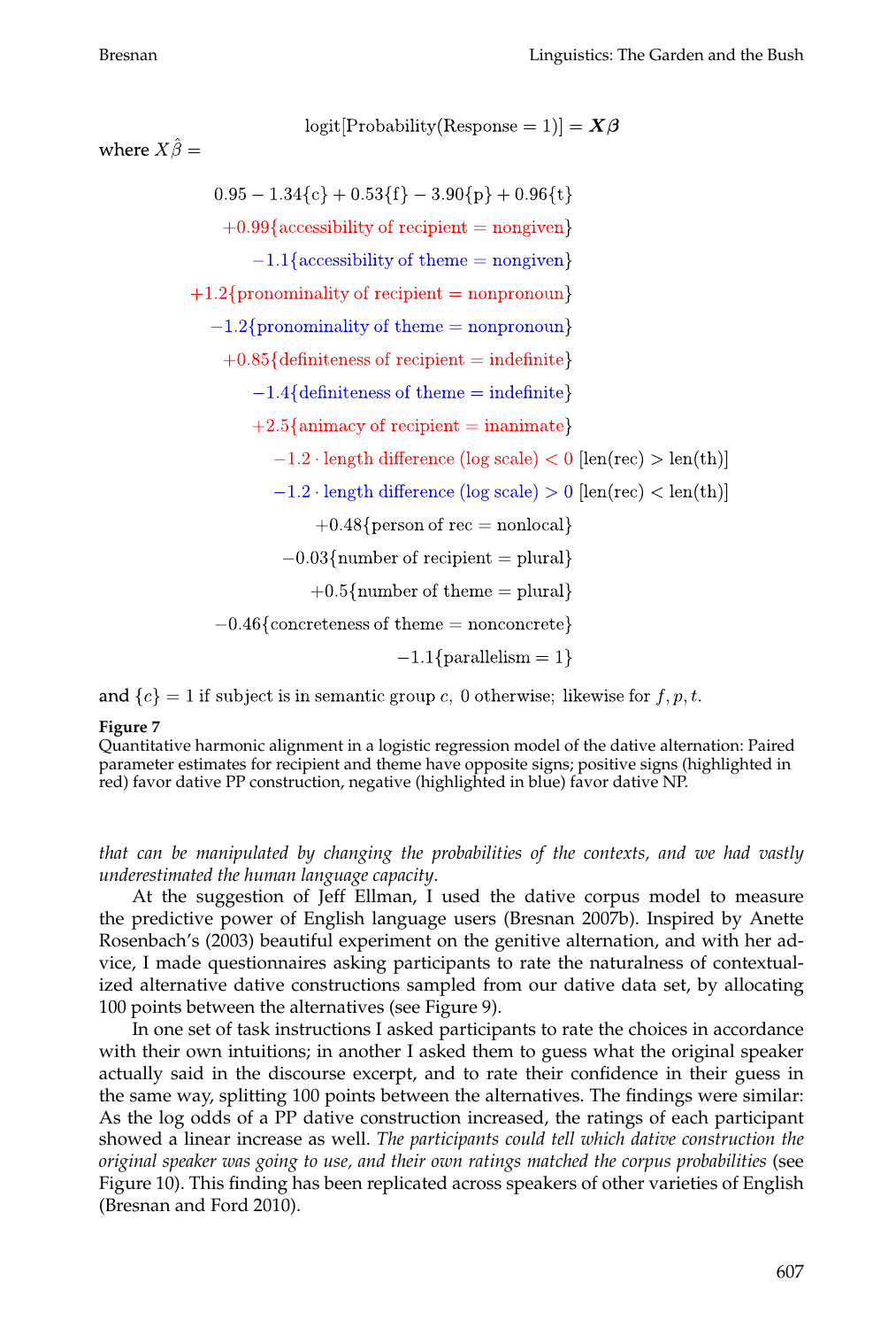$$\text{logit}[\text{Probability}(\text{Response} = 1)] = \boldsymbol{X\beta}$$

where $X\hat{\beta} =$

$$
\begin{aligned}
0.95 - 1.34\{\text{c}\} + 0.53\{\text{f}\} - 3.90\{\text{p}\} + 0.96\{\text{t}\}& \\
+0.99\{\text{accessibility of recipient} = \text{nongiven}\}& \\
-1.1\{\text{accessibility of theme} = \text{nongiven}\}& \\
+1.2\{\text{pronominality of recipient} = \text{nonpronoun}\}& \\
-1.2\{\text{pronominality of theme} = \text{nonpronoun}\}& \\
+0.85\{\text{definiteness of recipient} = \text{indefinite}\}& \\
-1.4\{\text{definiteness of theme} = \text{indefinite}\}& \\
+2.5\{\text{animacy of recipient} = \text{inanimate}\}& \\
-1.2 \cdot \text{length difference (log scale)} < 0\ [\text{len(rec)} > \text{len(th)}]& \\
-1.2 \cdot \text{length difference (log scale)} > 0\ [\text{len(rec)} < \text{len(th)}]& \\
+0.48\{\text{person of rec} = \text{nonlocal}\}& \\
-0.03\{\text{number of recipient} = \text{plural}\}& \\
+0.5\{\text{number of theme} = \text{plural}\}& \\
-0.46\{\text{concreteness of theme} = \text{nonconcrete}\}& \\
-1.1\{\text{parallelism} = 1\}&
\end{aligned}
$$

and $\{c\} = 1$ if subject is in semantic group $c$, 0 otherwise; likewise for $f, p, t$.

**Figure 7**
Quantitative harmonic alignment in a logistic regression model of the dative alternation: Paired parameter estimates for recipient and theme have opposite signs; positive signs (highlighted in red) favor dative PP construction, negative (highlighted in blue) favor dative NP.

*that can be manipulated by changing the probabilities of the contexts, and we had vastly underestimated the human language capacity*.

At the suggestion of Jeff Ellman, I used the dative corpus model to measure the predictive power of English language users (Bresnan 2007b). Inspired by Anette Rosenbach's (2003) beautiful experiment on the genitive alternation, and with her advice, I made questionnaires asking participants to rate the naturalness of contextualized alternative dative constructions sampled from our dative data set, by allocating 100 points between the alternatives (see Figure 9).

In one set of task instructions I asked participants to rate the choices in accordance with their own intuitions; in another I asked them to guess what the original speaker actually said in the discourse excerpt, and to rate their confidence in their guess in the same way, splitting 100 points between the alternatives. The findings were similar: As the log odds of a PP dative construction increased, the ratings of each participant showed a linear increase as well. *The participants could tell which dative construction the original speaker was going to use, and their own ratings matched the corpus probabilities* (see Figure 10). This finding has been replicated across speakers of other varieties of English (Bresnan and Ford 2010).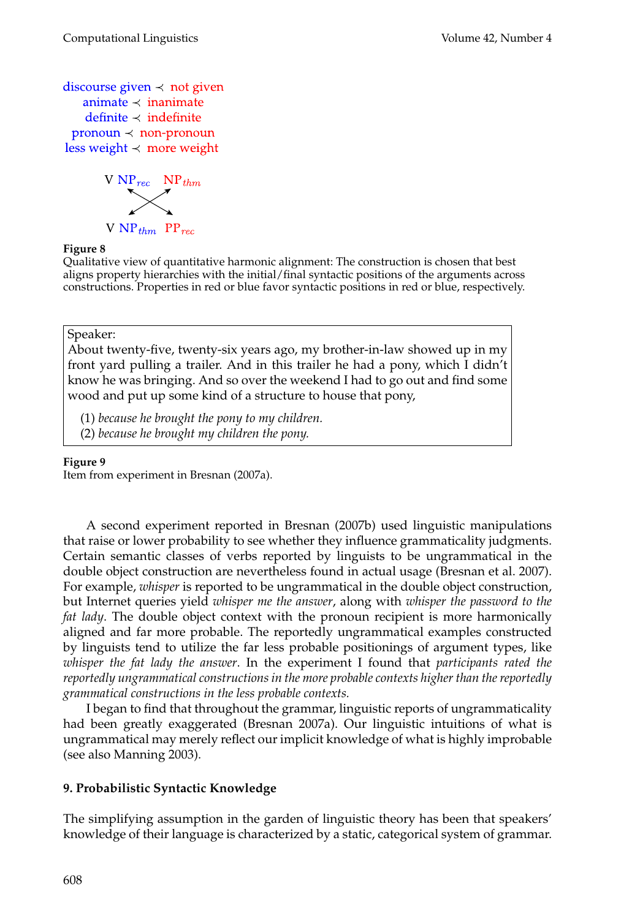discourse given ≺ not given
animate ≺ inanimate
definite ≺ indefinite
pronoun ≺ non-pronoun
less weight ≺ more weight

V $NP_{rec}$ $NP_{thm}$

V $NP_{thm}$ $PP_{rec}$

**Figure 8**
Qualitative view of quantitative harmonic alignment: The construction is chosen that best aligns property hierarchies with the initial/final syntactic positions of the arguments across constructions. Properties in red or blue favor syntactic positions in red or blue, respectively.

> Speaker:
> About twenty-five, twenty-six years ago, my brother-in-law showed up in my front yard pulling a trailer. And in this trailer he had a pony, which I didn't know he was bringing. And so over the weekend I had to go out and find some wood and put up some kind of a structure to house that pony,
>
> (1) *because he brought the pony to my children.*
> (2) *because he brought my children the pony.*

**Figure 9**
Item from experiment in Bresnan (2007a).

A second experiment reported in Bresnan (2007b) used linguistic manipulations that raise or lower probability to see whether they influence grammaticality judgments. Certain semantic classes of verbs reported by linguists to be ungrammatical in the double object construction are nevertheless found in actual usage (Bresnan et al. 2007). For example, *whisper* is reported to be ungrammatical in the double object construction, but Internet queries yield *whisper me the answer*, along with *whisper the password to the fat lady*. The double object context with the pronoun recipient is more harmonically aligned and far more probable. The reportedly ungrammatical examples constructed by linguists tend to utilize the far less probable positionings of argument types, like *whisper the fat lady the answer*. In the experiment I found that *participants rated the reportedly ungrammatical constructions in the more probable contexts higher than the reportedly grammatical constructions in the less probable contexts.*

I began to find that throughout the grammar, linguistic reports of ungrammaticality had been greatly exaggerated (Bresnan 2007a). Our linguistic intuitions of what is ungrammatical may merely reflect our implicit knowledge of what is highly improbable (see also Manning 2003).

## 9. Probabilistic Syntactic Knowledge

The simplifying assumption in the garden of linguistic theory has been that speakers' knowledge of their language is characterized by a static, categorical system of grammar.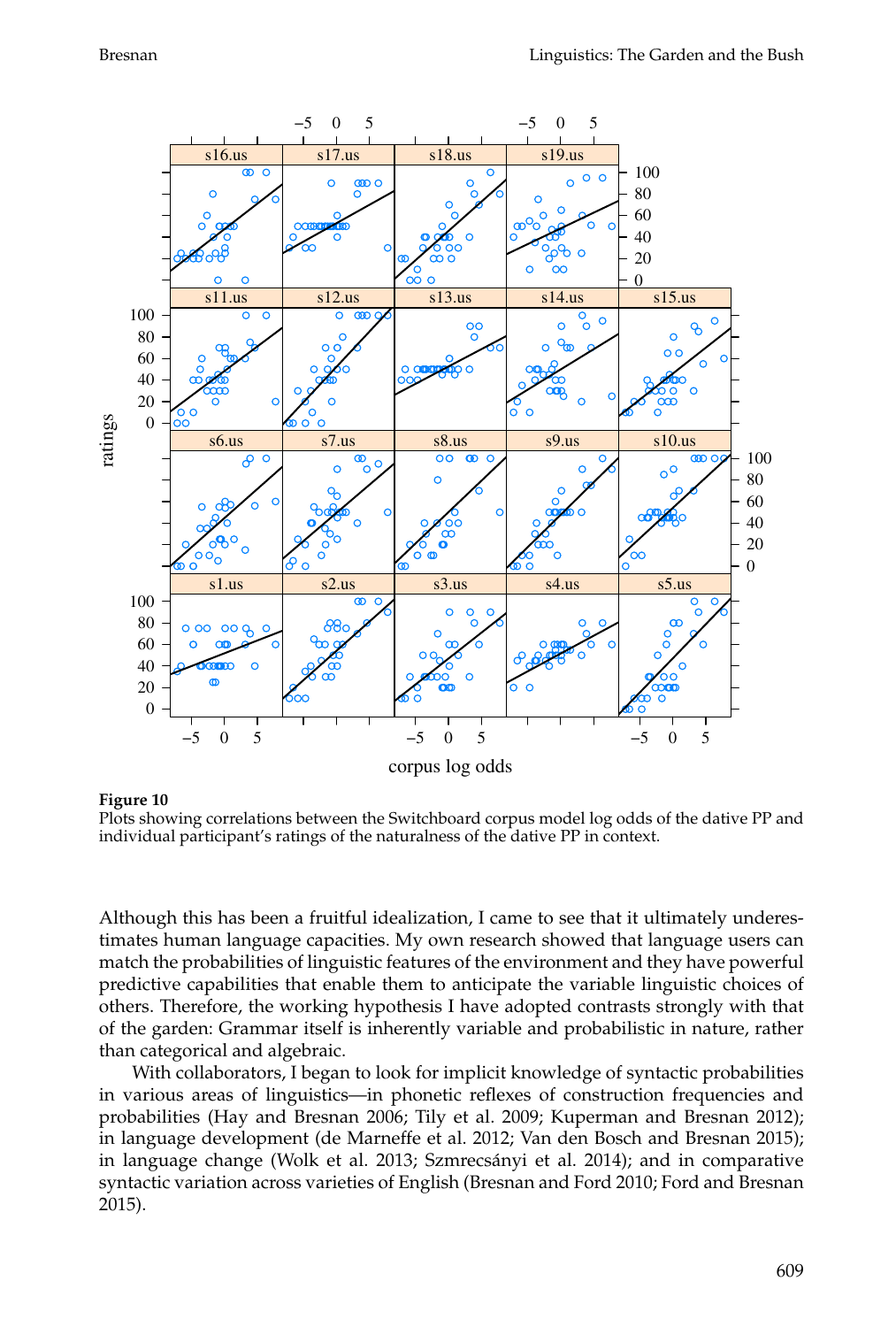**Figure 10**
Plots showing correlations between the Switchboard corpus model log odds of the dative PP and individual participant's ratings of the naturalness of the dative PP in context.

Although this has been a fruitful idealization, I came to see that it ultimately underestimates human language capacities. My own research showed that language users can match the probabilities of linguistic features of the environment and they have powerful predictive capabilities that enable them to anticipate the variable linguistic choices of others. Therefore, the working hypothesis I have adopted contrasts strongly with that of the garden: Grammar itself is inherently variable and probabilistic in nature, rather than categorical and algebraic.

With collaborators, I began to look for implicit knowledge of syntactic probabilities in various areas of linguistics—in phonetic reflexes of construction frequencies and probabilities (Hay and Bresnan 2006; Tily et al. 2009; Kuperman and Bresnan 2012); in language development (de Marneffe et al. 2012; Van den Bosch and Bresnan 2015); in language change (Wolk et al. 2013; Szmrecsányi et al. 2014); and in comparative syntactic variation across varieties of English (Bresnan and Ford 2010; Ford and Bresnan 2015).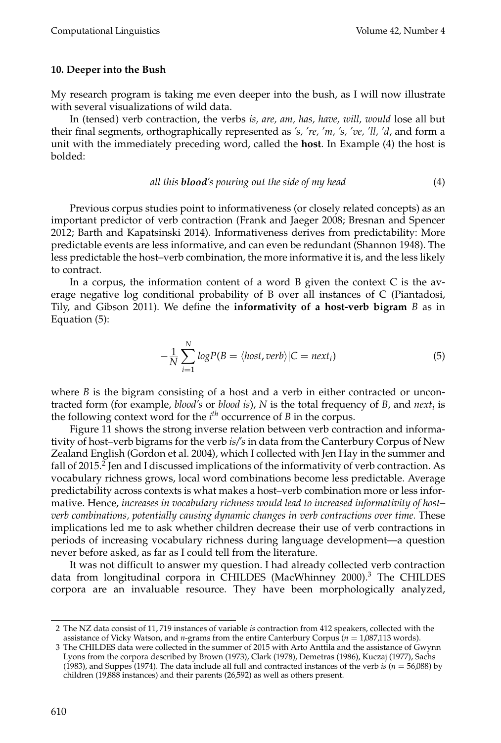## 10. Deeper into the Bush

My research program is taking me even deeper into the bush, as I will now illustrate with several visualizations of wild data.

In (tensed) verb contraction, the verbs *is, are, am, has, have, will, would* lose all but their final segments, orthographically represented as *'s, 're, 'm, 's, 've, 'll, 'd*, and form a unit with the immediately preceding word, called the **host**. In Example (4) the host is bolded:

*all this **blood**'s pouring out the side of my head* (4)

Previous corpus studies point to informativeness (or closely related concepts) as an important predictor of verb contraction (Frank and Jaeger 2008; Bresnan and Spencer 2012; Barth and Kapatsinski 2014). Informativeness derives from predictability: More predictable events are less informative, and can even be redundant (Shannon 1948). The less predictable the host–verb combination, the more informative it is, and the less likely to contract.

In a corpus, the information content of a word B given the context C is the average negative log conditional probability of B over all instances of C (Piantadosi, Tily, and Gibson 2011). We define the **informativity of a host-verb bigram** *B* as in Equation (5):

$$-\frac{1}{N}\sum_{i=1}^{N} logP(B = \langle host, verb\rangle | C = next_i) \tag{5}$$

where *B* is the bigram consisting of a host and a verb in either contracted or uncontracted form (for example, *blood's* or *blood is*), *N* is the total frequency of *B*, and $next_i$ is the following context word for the $i^{th}$ occurrence of *B* in the corpus.

Figure 11 shows the strong inverse relation between verb contraction and informativity of host–verb bigrams for the verb *is/'s* in data from the Canterbury Corpus of New Zealand English (Gordon et al. 2004), which I collected with Jen Hay in the summer and fall of 2015.[2] Jen and I discussed implications of the informativity of verb contraction. As vocabulary richness grows, local word combinations become less predictable. Average predictability across contexts is what makes a host–verb combination more or less informative. Hence, *increases in vocabulary richness would lead to increased informativity of host–verb combinations, potentially causing dynamic changes in verb contractions over time.* These implications led me to ask whether children decrease their use of verb contractions in periods of increasing vocabulary richness during language development—a question never before asked, as far as I could tell from the literature.

It was not difficult to answer my question. I had already collected verb contraction data from longitudinal corpora in CHILDES (MacWhinney 2000).[3] The CHILDES corpora are an invaluable resource. They have been morphologically analyzed,

2 The NZ data consist of 11,719 instances of variable *is* contraction from 412 speakers, collected with the assistance of Vicky Watson, and *n*-grams from the entire Canterbury Corpus ($n = 1{,}087{,}113$ words).

3 The CHILDES data were collected in the summer of 2015 with Arto Anttila and the assistance of Gwynn Lyons from the corpora described by Brown (1973), Clark (1978), Demetras (1986), Kuczaj (1977), Sachs (1983), and Suppes (1974). The data include all full and contracted instances of the verb *is* ($n = 56{,}088$) by children (19,888 instances) and their parents (26,592) as well as others present.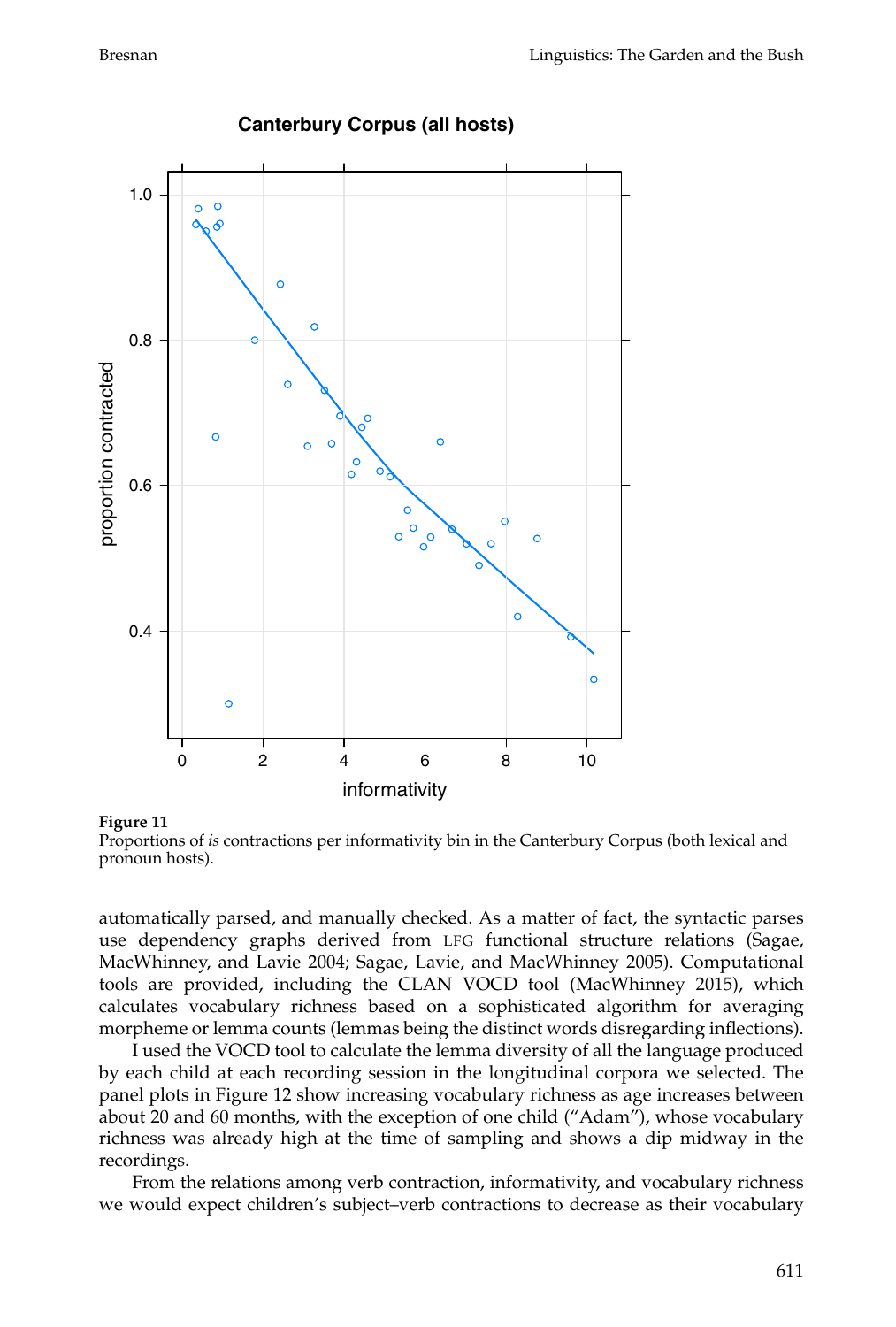**Figure 11**
Proportions of *is* contractions per informativity bin in the Canterbury Corpus (both lexical and pronoun hosts).

automatically parsed, and manually checked. As a matter of fact, the syntactic parses use dependency graphs derived from LFG functional structure relations (Sagae, MacWhinney, and Lavie 2004; Sagae, Lavie, and MacWhinney 2005). Computational tools are provided, including the CLAN VOCD tool (MacWhinney 2015), which calculates vocabulary richness based on a sophisticated algorithm for averaging morpheme or lemma counts (lemmas being the distinct words disregarding inflections).

I used the VOCD tool to calculate the lemma diversity of all the language produced by each child at each recording session in the longitudinal corpora we selected. The panel plots in Figure 12 show increasing vocabulary richness as age increases between about 20 and 60 months, with the exception of one child ("Adam"), whose vocabulary richness was already high at the time of sampling and shows a dip midway in the recordings.

From the relations among verb contraction, informativity, and vocabulary richness we would expect children's subject–verb contractions to decrease as their vocabulary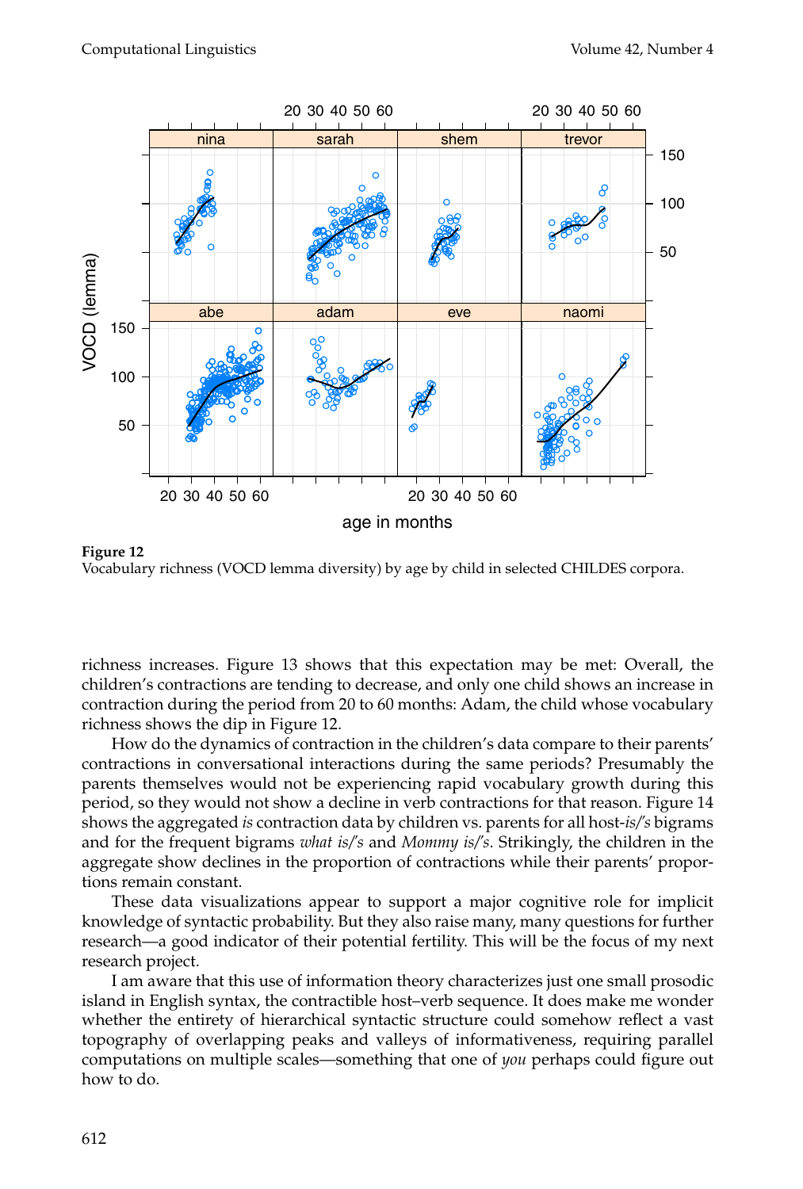**Figure 12**
Vocabulary richness (VOCD lemma diversity) by age by child in selected CHILDES corpora.

richness increases. Figure 13 shows that this expectation may be met: Overall, the children's contractions are tending to decrease, and only one child shows an increase in contraction during the period from 20 to 60 months: Adam, the child whose vocabulary richness shows the dip in Figure 12.

How do the dynamics of contraction in the children's data compare to their parents' contractions in conversational interactions during the same periods? Presumably the parents themselves would not be experiencing rapid vocabulary growth during this period, so they would not show a decline in verb contractions for that reason. Figure 14 shows the aggregated *is* contraction data by children vs. parents for all host-*is/'s* bigrams and for the frequent bigrams *what is/'s* and *Mommy is/'s*. Strikingly, the children in the aggregate show declines in the proportion of contractions while their parents' proportions remain constant.

These data visualizations appear to support a major cognitive role for implicit knowledge of syntactic probability. But they also raise many, many questions for further research—a good indicator of their potential fertility. This will be the focus of my next research project.

I am aware that this use of information theory characterizes just one small prosodic island in English syntax, the contractible host–verb sequence. It does make me wonder whether the entirety of hierarchical syntactic structure could somehow reflect a vast topography of overlapping peaks and valleys of informativeness, requiring parallel computations on multiple scales—something that one of *you* perhaps could figure out how to do.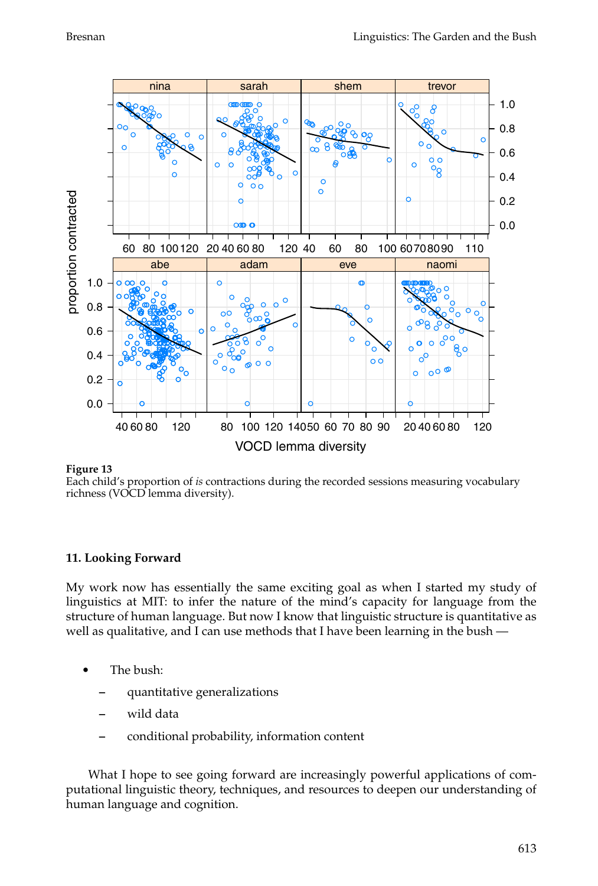**Figure 13**
Each child's proportion of *is* contractions during the recorded sessions measuring vocabulary richness (VOCD lemma diversity).

## 11. Looking Forward

My work now has essentially the same exciting goal as when I started my study of linguistics at MIT: to infer the nature of the mind's capacity for language from the structure of human language. But now I know that linguistic structure is quantitative as well as qualitative, and I can use methods that I have been learning in the bush —

- The bush:
  - quantitative generalizations
  - wild data
  - conditional probability, information content

What I hope to see going forward are increasingly powerful applications of computational linguistic theory, techniques, and resources to deepen our understanding of human language and cognition.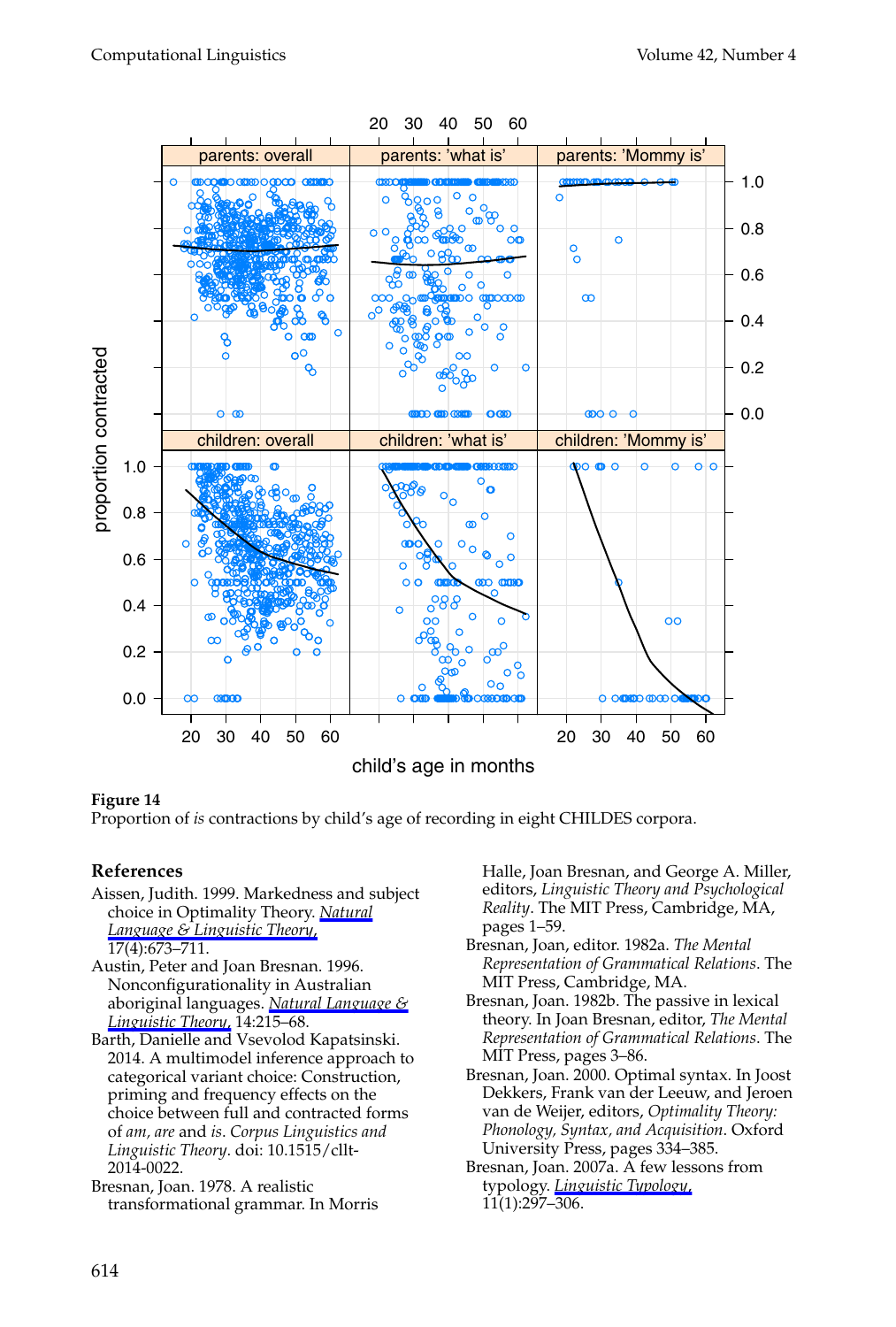**Figure 14**
Proportion of *is* contractions by child's age of recording in eight CHILDES corpora.

## References

Aissen, Judith. 1999. Markedness and subject choice in Optimality Theory. *Natural Language & Linguistic Theory*, 17(4):673–711.

Austin, Peter and Joan Bresnan. 1996. Nonconfigurationality in Australian aboriginal languages. *Natural Language & Linguistic Theory*, 14:215–68.

Barth, Danielle and Vsevolod Kapatsinski. 2014. A multimodel inference approach to categorical variant choice: Construction, priming and frequency effects on the choice between full and contracted forms of *am*, *are* and *is*. *Corpus Linguistics and Linguistic Theory*. doi: 10.1515/cllt-2014-0022.

Bresnan, Joan. 1978. A realistic transformational grammar. In Morris Halle, Joan Bresnan, and George A. Miller, editors, *Linguistic Theory and Psychological Reality*. The MIT Press, Cambridge, MA, pages 1–59.

Bresnan, Joan, editor. 1982a. *The Mental Representation of Grammatical Relations*. The MIT Press, Cambridge, MA.

Bresnan, Joan. 1982b. The passive in lexical theory. In Joan Bresnan, editor, *The Mental Representation of Grammatical Relations*. The MIT Press, pages 3–86.

Bresnan, Joan. 2000. Optimal syntax. In Joost Dekkers, Frank van der Leeuw, and Jeroen van de Weijer, editors, *Optimality Theory: Phonology, Syntax, and Acquisition*. Oxford University Press, pages 334–385.

Bresnan, Joan. 2007a. A few lessons from typology. *Linguistic Typology*, 11(1):297–306.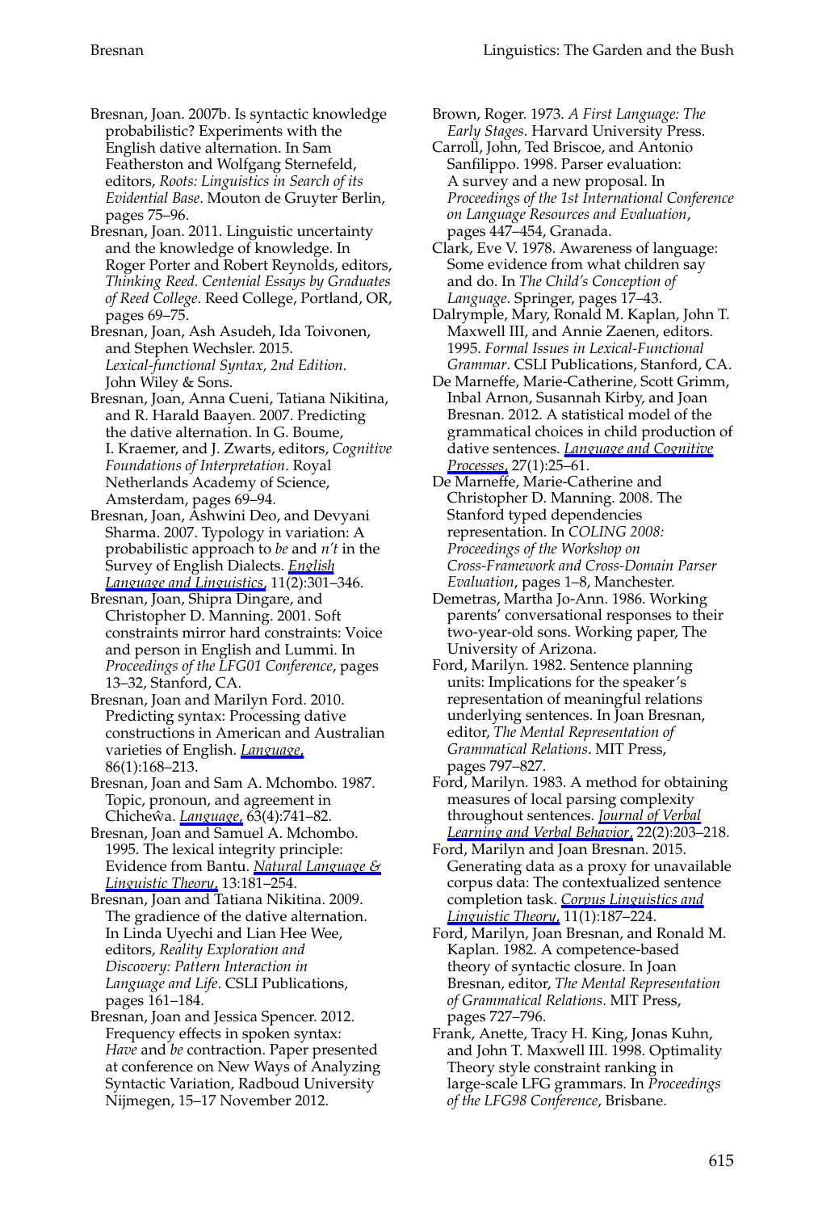Bresnan, Joan. 2007b. Is syntactic knowledge probabilistic? Experiments with the English dative alternation. In Sam Featherston and Wolfgang Sternefeld, editors, *Roots: Linguistics in Search of its Evidential Base*. Mouton de Gruyter Berlin, pages 75–96.

Bresnan, Joan. 2011. Linguistic uncertainty and the knowledge of knowledge. In Roger Porter and Robert Reynolds, editors, *Thinking Reed. Centenial Essays by Graduates of Reed College*. Reed College, Portland, OR, pages 69–75.

Bresnan, Joan, Ash Asudeh, Ida Toivonen, and Stephen Wechsler. 2015. *Lexical-functional Syntax, 2nd Edition*. John Wiley & Sons.

Bresnan, Joan, Anna Cueni, Tatiana Nikitina, and R. Harald Baayen. 2007. Predicting the dative alternation. In G. Boume, I. Kraemer, and J. Zwarts, editors, *Cognitive Foundations of Interpretation*. Royal Netherlands Academy of Science, Amsterdam, pages 69–94.

Bresnan, Joan, Ashwini Deo, and Devyani Sharma. 2007. Typology in variation: A probabilistic approach to *be* and *n't* in the Survey of English Dialects. *English Language and Linguistics*, 11(2):301–346.

Bresnan, Joan, Shipra Dingare, and Christopher D. Manning. 2001. Soft constraints mirror hard constraints: Voice and person in English and Lummi. In *Proceedings of the LFG01 Conference*, pages 13–32, Stanford, CA.

Bresnan, Joan and Marilyn Ford. 2010. Predicting syntax: Processing dative constructions in American and Australian varieties of English. *Language*, 86(1):168–213.

Bresnan, Joan and Sam A. Mchombo. 1987. Topic, pronoun, and agreement in Chicheŵa. *Language*, 63(4):741–82.

Bresnan, Joan and Samuel A. Mchombo. 1995. The lexical integrity principle: Evidence from Bantu. *Natural Language & Linguistic Theory*, 13:181–254.

Bresnan, Joan and Tatiana Nikitina. 2009. The gradience of the dative alternation. In Linda Uyechi and Lian Hee Wee, editors, *Reality Exploration and Discovery: Pattern Interaction in Language and Life*. CSLI Publications, pages 161–184.

Bresnan, Joan and Jessica Spencer. 2012. Frequency effects in spoken syntax: *Have* and *be* contraction. Paper presented at conference on New Ways of Analyzing Syntactic Variation, Radboud University Nijmegen, 15–17 November 2012.

Brown, Roger. 1973. *A First Language: The Early Stages*. Harvard University Press.

Carroll, John, Ted Briscoe, and Antonio Sanfilippo. 1998. Parser evaluation: A survey and a new proposal. In *Proceedings of the 1st International Conference on Language Resources and Evaluation*, pages 447–454, Granada.

Clark, Eve V. 1978. Awareness of language: Some evidence from what children say and do. In *The Child's Conception of Language*. Springer, pages 17–43.

Dalrymple, Mary, Ronald M. Kaplan, John T. Maxwell III, and Annie Zaenen, editors. 1995. *Formal Issues in Lexical-Functional Grammar*. CSLI Publications, Stanford, CA.

De Marneffe, Marie-Catherine, Scott Grimm, Inbal Arnon, Susannah Kirby, and Joan Bresnan. 2012. A statistical model of the grammatical choices in child production of dative sentences. *Language and Cognitive Processes*, 27(1):25–61.

De Marneffe, Marie-Catherine and Christopher D. Manning. 2008. The Stanford typed dependencies representation. In *COLING 2008: Proceedings of the Workshop on Cross-Framework and Cross-Domain Parser Evaluation*, pages 1–8, Manchester.

Demetras, Martha Jo-Ann. 1986. Working parents' conversational responses to their two-year-old sons. Working paper, The University of Arizona.

Ford, Marilyn. 1982. Sentence planning units: Implications for the speaker's representation of meaningful relations underlying sentences. In Joan Bresnan, editor, *The Mental Representation of Grammatical Relations*. MIT Press, pages 797–827.

Ford, Marilyn. 1983. A method for obtaining measures of local parsing complexity throughout sentences. *Journal of Verbal Learning and Verbal Behavior*, 22(2):203–218.

Ford, Marilyn and Joan Bresnan. 2015. Generating data as a proxy for unavailable corpus data: The contextualized sentence completion task. *Corpus Linguistics and Linguistic Theory*, 11(1):187–224.

Ford, Marilyn, Joan Bresnan, and Ronald M. Kaplan. 1982. A competence-based theory of syntactic closure. In Joan Bresnan, editor, *The Mental Representation of Grammatical Relations*. MIT Press, pages 727–796.

Frank, Anette, Tracy H. King, Jonas Kuhn, and John T. Maxwell III. 1998. Optimality Theory style constraint ranking in large-scale LFG grammars. In *Proceedings of the LFG98 Conference*, Brisbane.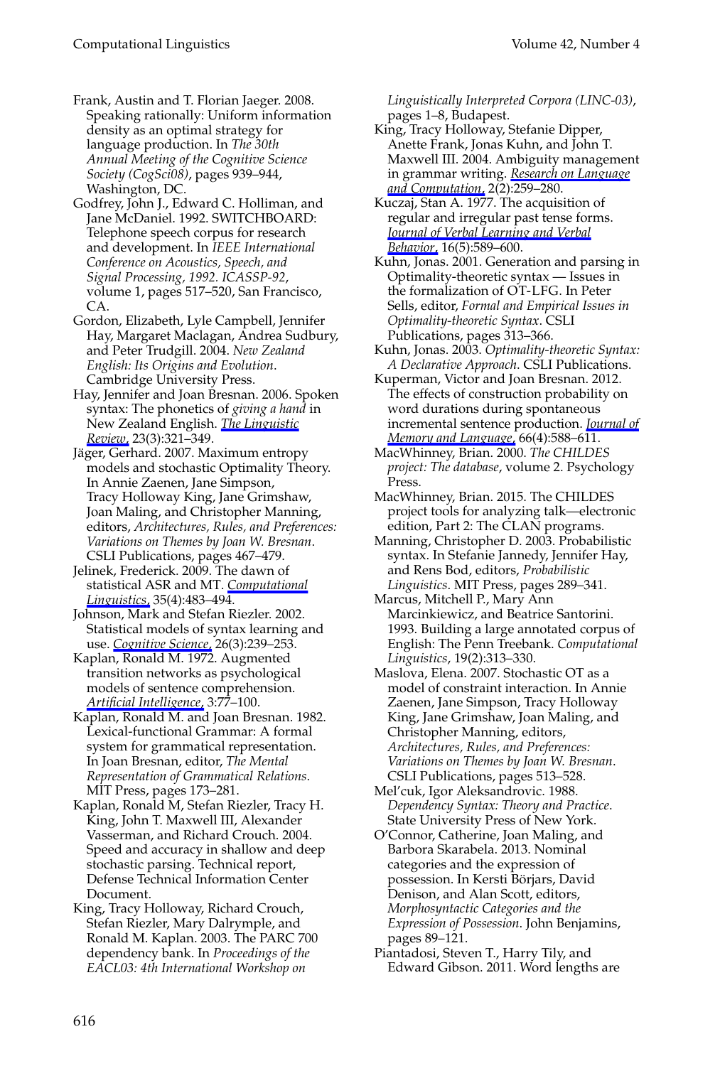Frank, Austin and T. Florian Jaeger. 2008. Speaking rationally: Uniform information density as an optimal strategy for language production. In *The 30th Annual Meeting of the Cognitive Science Society (CogSci08)*, pages 939–944, Washington, DC.

Godfrey, John J., Edward C. Holliman, and Jane McDaniel. 1992. SWITCHBOARD: Telephone speech corpus for research and development. In *IEEE International Conference on Acoustics, Speech, and Signal Processing, 1992. ICASSP-92*, volume 1, pages 517–520, San Francisco, CA.

Gordon, Elizabeth, Lyle Campbell, Jennifer Hay, Margaret Maclagan, Andrea Sudbury, and Peter Trudgill. 2004. *New Zealand English: Its Origins and Evolution*. Cambridge University Press.

Hay, Jennifer and Joan Bresnan. 2006. Spoken syntax: The phonetics of *giving a hand* in New Zealand English. *The Linguistic Review*, 23(3):321–349.

Jäger, Gerhard. 2007. Maximum entropy models and stochastic Optimality Theory. In Annie Zaenen, Jane Simpson, Tracy Holloway King, Jane Grimshaw, Joan Maling, and Christopher Manning, editors, *Architectures, Rules, and Preferences: Variations on Themes by Joan W. Bresnan*. CSLI Publications, pages 467–479.

Jelinek, Frederick. 2009. The dawn of statistical ASR and MT. *Computational Linguistics*, 35(4):483–494.

Johnson, Mark and Stefan Riezler. 2002. Statistical models of syntax learning and use. *Cognitive Science*, 26(3):239–253.

Kaplan, Ronald M. 1972. Augmented transition networks as psychological models of sentence comprehension. *Artificial Intelligence*, 3:77–100.

Kaplan, Ronald M. and Joan Bresnan. 1982. Lexical-functional Grammar: A formal system for grammatical representation. In Joan Bresnan, editor, *The Mental Representation of Grammatical Relations*. MIT Press, pages 173–281.

Kaplan, Ronald M, Stefan Riezler, Tracy H. King, John T. Maxwell III, Alexander Vasserman, and Richard Crouch. 2004. Speed and accuracy in shallow and deep stochastic parsing. Technical report, Defense Technical Information Center Document.

King, Tracy Holloway, Richard Crouch, Stefan Riezler, Mary Dalrymple, and Ronald M. Kaplan. 2003. The PARC 700 dependency bank. In *Proceedings of the EACL03: 4th International Workshop on Linguistically Interpreted Corpora (LINC-03)*, pages 1–8, Budapest.

King, Tracy Holloway, Stefanie Dipper, Anette Frank, Jonas Kuhn, and John T. Maxwell III. 2004. Ambiguity management in grammar writing. *Research on Language and Computation*, 2(2):259–280.

Kuczaj, Stan A. 1977. The acquisition of regular and irregular past tense forms. *Journal of Verbal Learning and Verbal Behavior*, 16(5):589–600.

Kuhn, Jonas. 2001. Generation and parsing in Optimality-theoretic syntax — Issues in the formalization of OT-LFG. In Peter Sells, editor, *Formal and Empirical Issues in Optimality-theoretic Syntax*. CSLI Publications, pages 313–366.

Kuhn, Jonas. 2003. *Optimality-theoretic Syntax: A Declarative Approach*. CSLI Publications.

Kuperman, Victor and Joan Bresnan. 2012. The effects of construction probability on word durations during spontaneous incremental sentence production. *Journal of Memory and Language*, 66(4):588–611.

MacWhinney, Brian. 2000. *The CHILDES project: The database*, volume 2. Psychology Press.

MacWhinney, Brian. 2015. The CHILDES project tools for analyzing talk—electronic edition, Part 2: The CLAN programs.

Manning, Christopher D. 2003. Probabilistic syntax. In Stefanie Jannedy, Jennifer Hay, and Rens Bod, editors, *Probabilistic Linguistics*. MIT Press, pages 289–341.

Marcus, Mitchell P., Mary Ann Marcinkiewicz, and Beatrice Santorini. 1993. Building a large annotated corpus of English: The Penn Treebank. *Computational Linguistics*, 19(2):313–330.

Maslova, Elena. 2007. Stochastic OT as a model of constraint interaction. In Annie Zaenen, Jane Simpson, Tracy Holloway King, Jane Grimshaw, Joan Maling, and Christopher Manning, editors, *Architectures, Rules, and Preferences: Variations on Themes by Joan W. Bresnan*. CSLI Publications, pages 513–528.

Mel'cuk, Igor Aleksandrovic. 1988. *Dependency Syntax: Theory and Practice*. State University Press of New York.

O'Connor, Catherine, Joan Maling, and Barbora Skarabela. 2013. Nominal categories and the expression of possession. In Kersti Börjars, David Denison, and Alan Scott, editors, *Morphosyntactic Categories and the Expression of Possession*. John Benjamins, pages 89–121.

Piantadosi, Steven T., Harry Tily, and Edward Gibson. 2011. Word lengths are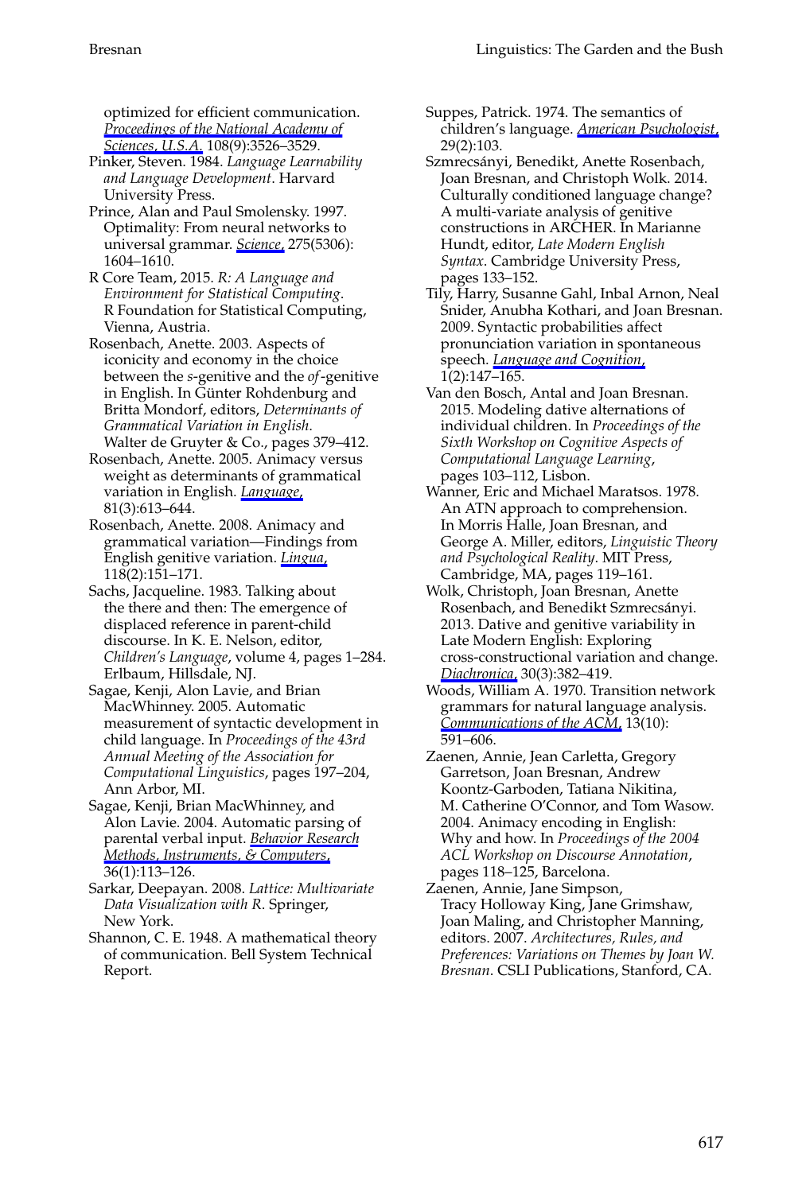optimized for efficient communication. *Proceedings of the National Academy of Sciences, U.S.A.* 108(9):3526–3529.

Pinker, Steven. 1984. *Language Learnability and Language Development*. Harvard University Press.

Prince, Alan and Paul Smolensky. 1997. Optimality: From neural networks to universal grammar. *Science*, 275(5306): 1604–1610.

R Core Team, 2015. *R: A Language and Environment for Statistical Computing*. R Foundation for Statistical Computing, Vienna, Austria.

Rosenbach, Anette. 2003. Aspects of iconicity and economy in the choice between the *s*-genitive and the *of*-genitive in English. In Günter Rohdenburg and Britta Mondorf, editors, *Determinants of Grammatical Variation in English*. Walter de Gruyter & Co., pages 379–412.

Rosenbach, Anette. 2005. Animacy versus weight as determinants of grammatical variation in English. *Language*, 81(3):613–644.

Rosenbach, Anette. 2008. Animacy and grammatical variation—Findings from English genitive variation. *Lingua*, 118(2):151–171.

Sachs, Jacqueline. 1983. Talking about the there and then: The emergence of displaced reference in parent-child discourse. In K. E. Nelson, editor, *Children's Language*, volume 4, pages 1–284. Erlbaum, Hillsdale, NJ.

Sagae, Kenji, Alon Lavie, and Brian MacWhinney. 2005. Automatic measurement of syntactic development in child language. In *Proceedings of the 43rd Annual Meeting of the Association for Computational Linguistics*, pages 197–204, Ann Arbor, MI.

Sagae, Kenji, Brian MacWhinney, and Alon Lavie. 2004. Automatic parsing of parental verbal input. *Behavior Research Methods, Instruments, & Computers*, 36(1):113–126.

Sarkar, Deepayan. 2008. *Lattice: Multivariate Data Visualization with R*. Springer, New York.

Shannon, C. E. 1948. A mathematical theory of communication. Bell System Technical Report.

Suppes, Patrick. 1974. The semantics of children's language. *American Psychologist*, 29(2):103.

Szmrecsányi, Benedikt, Anette Rosenbach, Joan Bresnan, and Christoph Wolk. 2014. Culturally conditioned language change? A multi-variate analysis of genitive constructions in ARCHER. In Marianne Hundt, editor, *Late Modern English Syntax*. Cambridge University Press, pages 133–152.

Tily, Harry, Susanne Gahl, Inbal Arnon, Neal Snider, Anubha Kothari, and Joan Bresnan. 2009. Syntactic probabilities affect pronunciation variation in spontaneous speech. *Language and Cognition*, 1(2):147–165.

Van den Bosch, Antal and Joan Bresnan. 2015. Modeling dative alternations of individual children. In *Proceedings of the Sixth Workshop on Cognitive Aspects of Computational Language Learning*, pages 103–112, Lisbon.

Wanner, Eric and Michael Maratsos. 1978. An ATN approach to comprehension. In Morris Halle, Joan Bresnan, and George A. Miller, editors, *Linguistic Theory and Psychological Reality*. MIT Press, Cambridge, MA, pages 119–161.

Wolk, Christoph, Joan Bresnan, Anette Rosenbach, and Benedikt Szmrecsányi. 2013. Dative and genitive variability in Late Modern English: Exploring cross-constructional variation and change. *Diachronica*, 30(3):382–419.

Woods, William A. 1970. Transition network grammars for natural language analysis. *Communications of the ACM*, 13(10): 591–606.

Zaenen, Annie, Jean Carletta, Gregory Garretson, Joan Bresnan, Andrew Koontz-Garboden, Tatiana Nikitina, M. Catherine O'Connor, and Tom Wasow. 2004. Animacy encoding in English: Why and how. In *Proceedings of the 2004 ACL Workshop on Discourse Annotation*, pages 118–125, Barcelona.

Zaenen, Annie, Jane Simpson, Tracy Holloway King, Jane Grimshaw, Joan Maling, and Christopher Manning, editors. 2007. *Architectures, Rules, and Preferences: Variations on Themes by Joan W. Bresnan*. CSLI Publications, Stanford, CA.